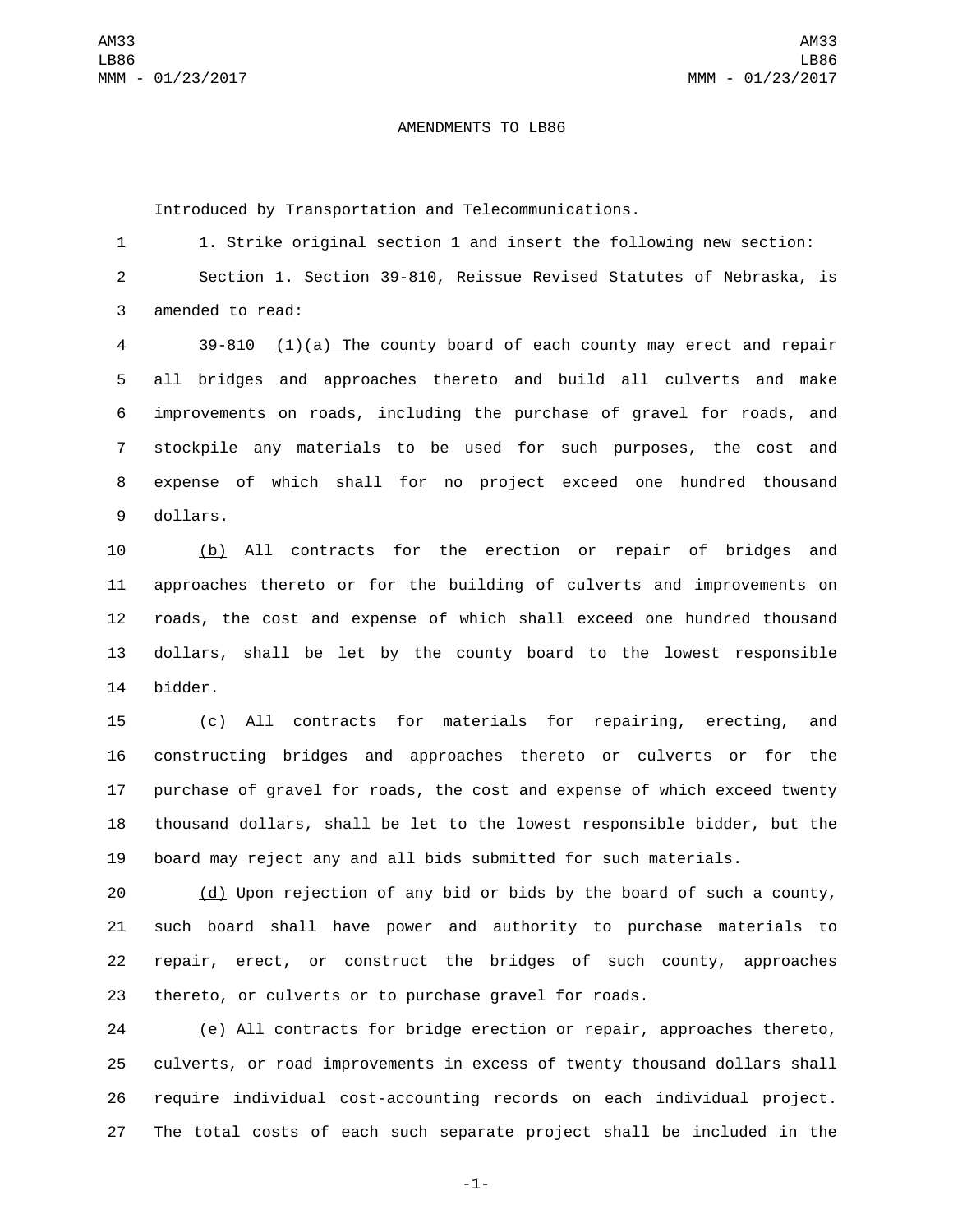# AMENDMENTS TO LB86

Introduced by Transportation and Telecommunications.

1. Strike original section 1 and insert the following new section:

Section 1. Section 39-810, Reissue Revised Statutes of Nebraska, is amended to read:

39-810 (1)(a) The county board of each county may erect and repair all bridges and approaches thereto and build all culverts and make improvements on roads, including the purchase of gravel for roads, and stockpile any materials to be used for such purposes, the cost and expense of which shall for no project exceed one hundred thousand dollars.

(b) All contracts for the erection or repair of bridges and approaches thereto or for the building of culverts and improvements on roads, the cost and expense of which shall exceed one hundred thousand dollars, shall be let by the county board to the lowest responsible bidder.

(c) All contracts for materials for repairing, erecting, and constructing bridges and approaches thereto or culverts or for the purchase of gravel for roads, the cost and expense of which exceed twenty thousand dollars, shall be let to the lowest responsible bidder, but the board may reject any and all bids submitted for such materials.

(d) Upon rejection of any bid or bids by the board of such a county, such board shall have power and authority to purchase materials to repair, erect, or construct the bridges of such county, approaches thereto, or culverts or to purchase gravel for roads.

(e) All contracts for bridge erection or repair, approaches thereto, culverts, or road improvements in excess of twenty thousand dollars shall require individual cost-accounting records on each individual project. The total costs of each such separate project shall be included in the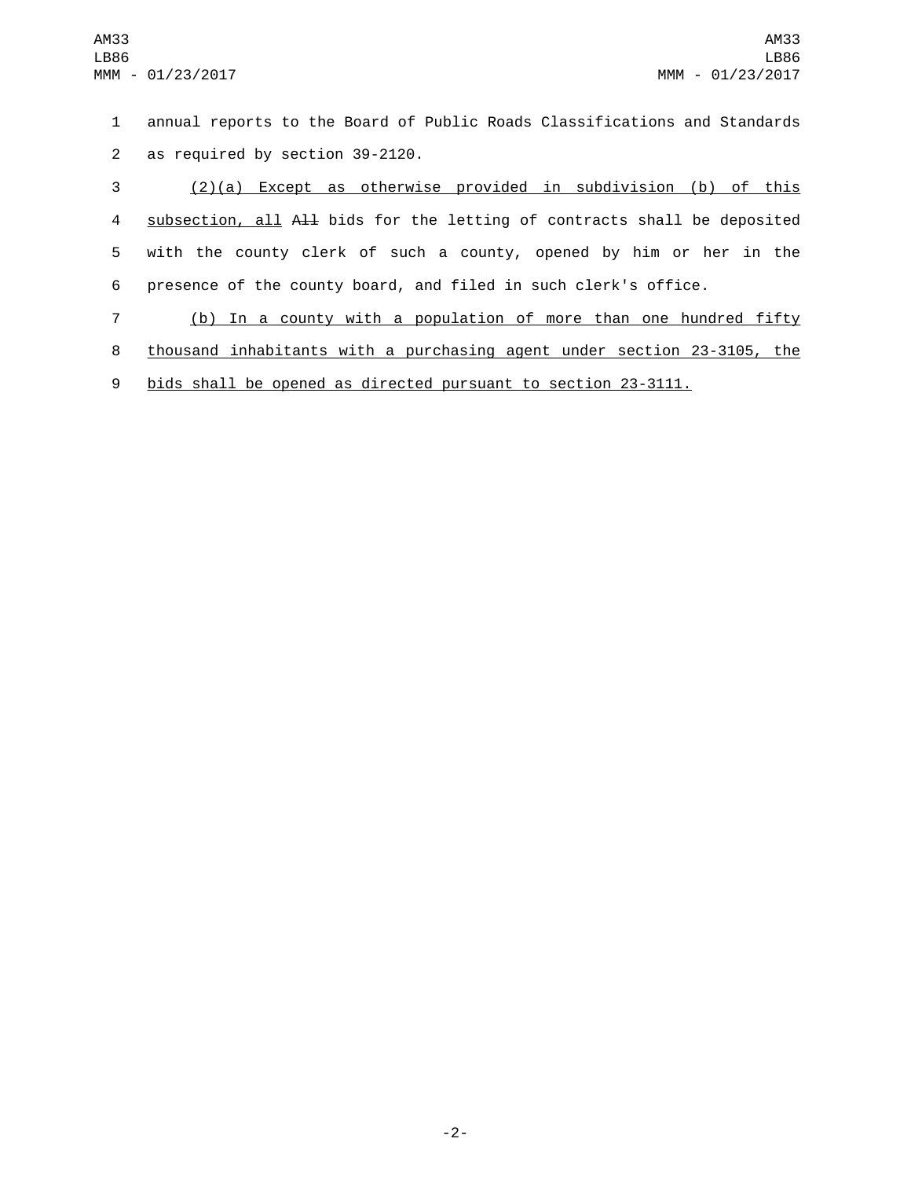annual reports to the Board of Public Roads Classifications and Standards as required by section 39-2120.

(2)(a) Except as otherwise provided in subdivision (b) of this subsection, all ~~All~~ bids for the letting of contracts shall be deposited with the county clerk of such a county, opened by him or her in the presence of the county board, and filed in such clerk's office.

(b) In a county with a population of more than one hundred fifty thousand inhabitants with a purchasing agent under section 23-3105, the bids shall be opened as directed pursuant to section 23-3111.